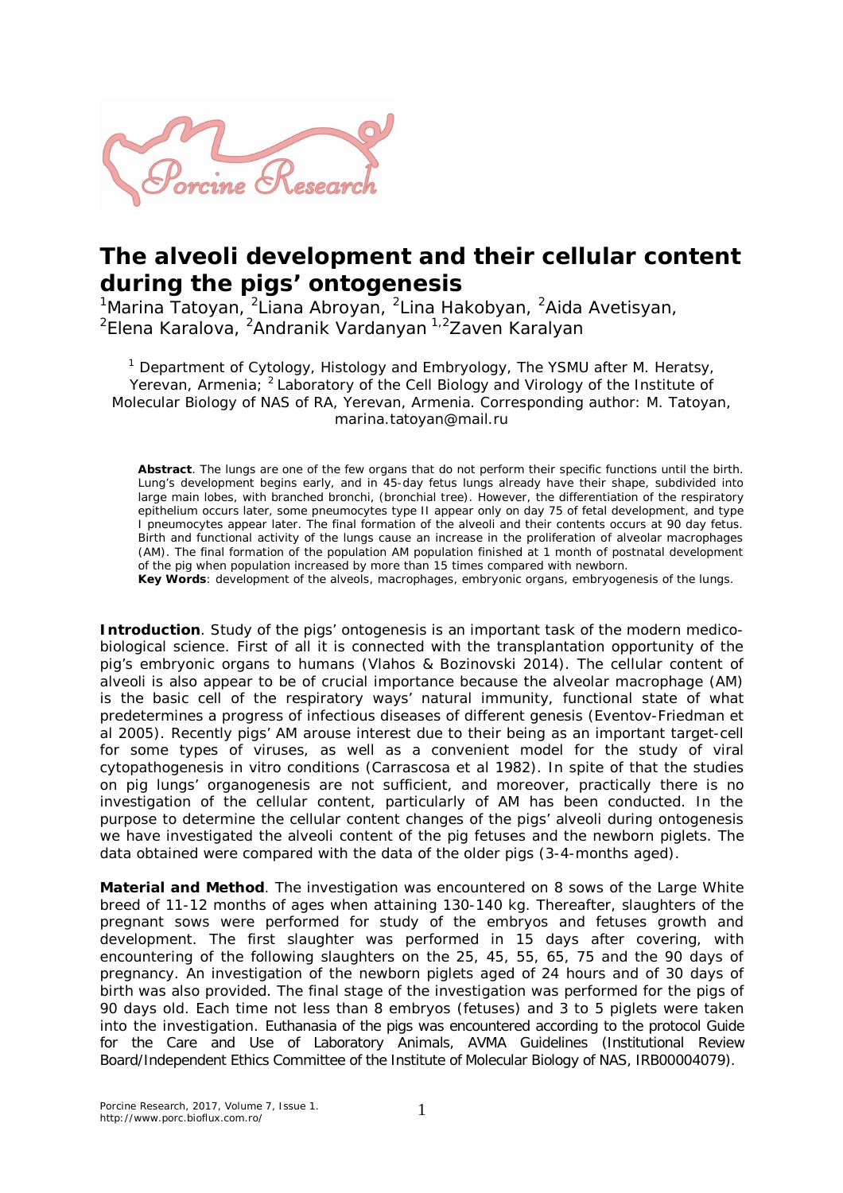# The alveoli development and their cellular content during the pigs' ontogenesis

[1]Marina Tatoyan, [2]Liana Abroyan, [2]Lina Hakobyan, [2]Aida Avetisyan, [2]Elena Karalova, [2]Andranik Vardanyan [1,2]Zaven Karalyan

[1] Department of Cytology, Histology and Embryology, The YSMU after M. Heratsy, Yerevan, Armenia; [2] Laboratory of the Cell Biology and Virology of the Institute of Molecular Biology of NAS of RA, Yerevan, Armenia. Corresponding author: M. Tatoyan, marina.tatoyan@mail.ru

**Abstract**. The lungs are one of the few organs that do not perform their specific functions until the birth. Lung's development begins early, and in 45-day fetus lungs already have their shape, subdivided into large main lobes, with branched bronchi, (bronchial tree). However, the differentiation of the respiratory epithelium occurs later, some pneumocytes type II appear only on day 75 of fetal development, and type I pneumocytes appear later. The final formation of the alveoli and their contents occurs at 90 day fetus. Birth and functional activity of the lungs cause an increase in the proliferation of alveolar macrophages (AM). The final formation of the population AM population finished at 1 month of postnatal development of the pig when population increased by more than 15 times compared with newborn.

**Key Words**: development of the alveols, macrophages, embryonic organs, embryogenesis of the lungs.

**Introduction**. Study of the pigs' ontogenesis is an important task of the modern medico-biological science. First of all it is connected with the transplantation opportunity of the pig's embryonic organs to humans (Vlahos & Bozinovski 2014). The cellular content of alveoli is also appear to be of crucial importance because the alveolar macrophage (AM) is the basic cell of the respiratory ways' natural immunity, functional state of what predetermines a progress of infectious diseases of different genesis (Eventov-Friedman et al 2005). Recently pigs' AM arouse interest due to their being as an important target-cell for some types of viruses, as well as a convenient model for the study of viral cytopathogenesis in vitro conditions (Carrascosa et al 1982). In spite of that the studies on pig lungs' organogenesis are not sufficient, and moreover, practically there is no investigation of the cellular content, particularly of AM has been conducted. In the purpose to determine the cellular content changes of the pigs' alveoli during ontogenesis we have investigated the alveoli content of the pig fetuses and the newborn piglets. The data obtained were compared with the data of the older pigs (3-4-months aged).

**Material and Method**. The investigation was encountered on 8 sows of the Large White breed of 11-12 months of ages when attaining 130-140 kg. Thereafter, slaughters of the pregnant sows were performed for study of the embryos and fetuses growth and development. The first slaughter was performed in 15 days after covering, with encountering of the following slaughters on the 25, 45, 55, 65, 75 and the 90 days of pregnancy. An investigation of the newborn piglets aged of 24 hours and of 30 days of birth was also provided. The final stage of the investigation was performed for the pigs of 90 days old. Each time not less than 8 embryos (fetuses) and 3 to 5 piglets were taken into the investigation. Euthanasia of the pigs was encountered according to the protocol Guide for the Care and Use of Laboratory Animals, AVMA Guidelines (Institutional Review Board/Independent Ethics Committee of the Institute of Molecular Biology of NAS, IRB00004079).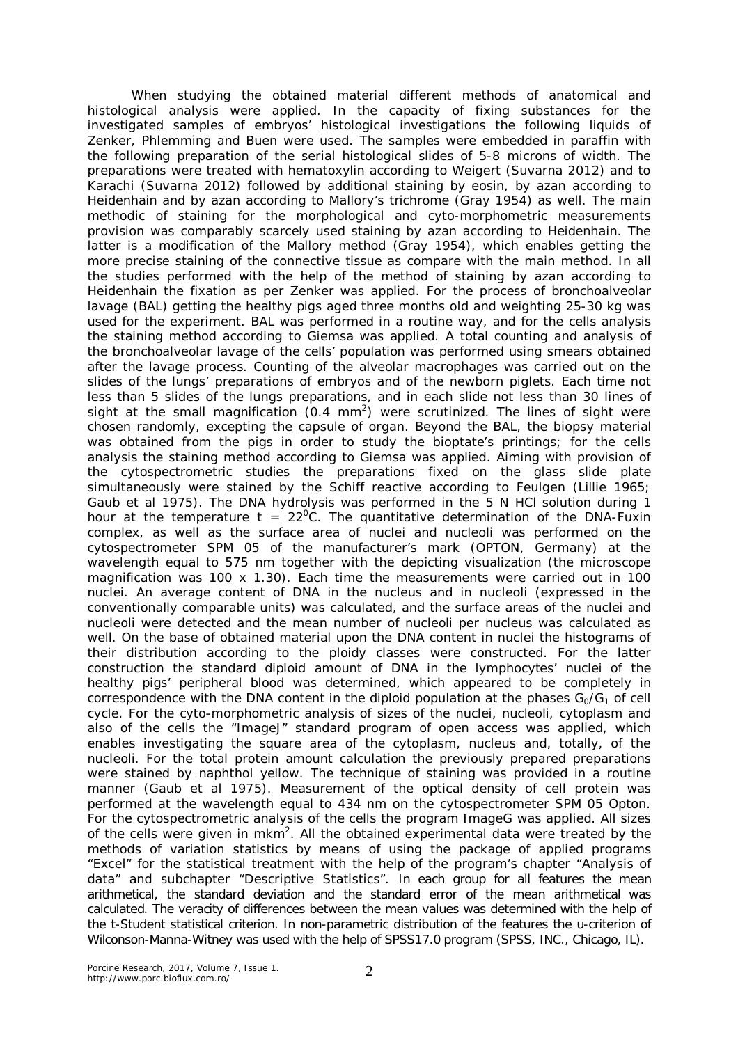When studying the obtained material different methods of anatomical and histological analysis were applied. In the capacity of fixing substances for the investigated samples of embryos' histological investigations the following liquids of Zenker, Phlemming and Buen were used. The samples were embedded in paraffin with the following preparation of the serial histological slides of 5-8 microns of width. The preparations were treated with hematoxylin according to Weigert (Suvarna 2012) and to Karachi (Suvarna 2012) followed by additional staining by eosin, by azan according to Heidenhain and by azan according to Mallory's trichrome (Gray 1954) as well. The main methodic of staining for the morphological and cyto-morphometric measurements provision was comparably scarcely used staining by azan according to Heidenhain. The latter is a modification of the Mallory method (Gray 1954), which enables getting the more precise staining of the connective tissue as compare with the main method. In all the studies performed with the help of the method of staining by azan according to Heidenhain the fixation as per Zenker was applied. For the process of bronchoalveolar lavage (BAL) getting the healthy pigs aged three months old and weighting 25-30 kg was used for the experiment. BAL was performed in a routine way, and for the cells analysis the staining method according to Giemsa was applied. A total counting and analysis of the bronchoalveolar lavage of the cells' population was performed using smears obtained after the lavage process. Counting of the alveolar macrophages was carried out on the slides of the lungs' preparations of embryos and of the newborn piglets. Each time not less than 5 slides of the lungs preparations, and in each slide not less than 30 lines of sight at the small magnification (0.4 $mm^2$) were scrutinized. The lines of sight were chosen randomly, excepting the capsule of organ. Beyond the BAL, the biopsy material was obtained from the pigs in order to study the bioptate's printings; for the cells analysis the staining method according to Giemsa was applied. Aiming with provision of the cytospectrometric studies the preparations fixed on the glass slide plate simultaneously were stained by the Schiff reactive according to Feulgen (Lillie 1965; Gaub et al 1975). The DNA hydrolysis was performed in the 5 N HCl solution during 1 hour at the temperature $t = 22^0C$. The quantitative determination of the DNA-Fuxin complex, as well as the surface area of nuclei and nucleoli was performed on the cytospectrometer SPM 05 of the manufacturer's mark (OPTON, Germany) at the wavelength equal to 575 nm together with the depicting visualization (the microscope magnification was 100 x 1.30). Each time the measurements were carried out in 100 nuclei. An average content of DNA in the nucleus and in nucleoli (expressed in the conventionally comparable units) was calculated, and the surface areas of the nuclei and nucleoli were detected and the mean number of nucleoli per nucleus was calculated as well. On the base of obtained material upon the DNA content in nuclei the histograms of their distribution according to the ploidy classes were constructed. For the latter construction the standard diploid amount of DNA in the lymphocytes' nuclei of the healthy pigs' peripheral blood was determined, which appeared to be completely in correspondence with the DNA content in the diploid population at the phases $G_0/G_1$ of cell cycle. For the cyto-morphometric analysis of sizes of the nuclei, nucleoli, cytoplasm and also of the cells the "ImageJ" standard program of open access was applied, which enables investigating the square area of the cytoplasm, nucleus and, totally, of the nucleoli. For the total protein amount calculation the previously prepared preparations were stained by naphthol yellow. The technique of staining was provided in a routine manner (Gaub et al 1975). Measurement of the optical density of cell protein was performed at the wavelength equal to 434 nm on the cytospectrometer SPM 05 Opton. For the cytospectrometric analysis of the cells the program ImageG was applied. All sizes of the cells were given in $mkm^2$. All the obtained experimental data were treated by the methods of variation statistics by means of using the package of applied programs "Excel" for the statistical treatment with the help of the program's chapter "Analysis of data" and subchapter "Descriptive Statistics". In each group for all features the mean arithmetical, the standard deviation and the standard error of the mean arithmetical was calculated. The veracity of differences between the mean values was determined with the help of the t-Student statistical criterion. In non-parametric distribution of the features the u-criterion of Wilconson-Manna-Witney was used with the help of SPSS17.0 program (SPSS, INC., Chicago, IL).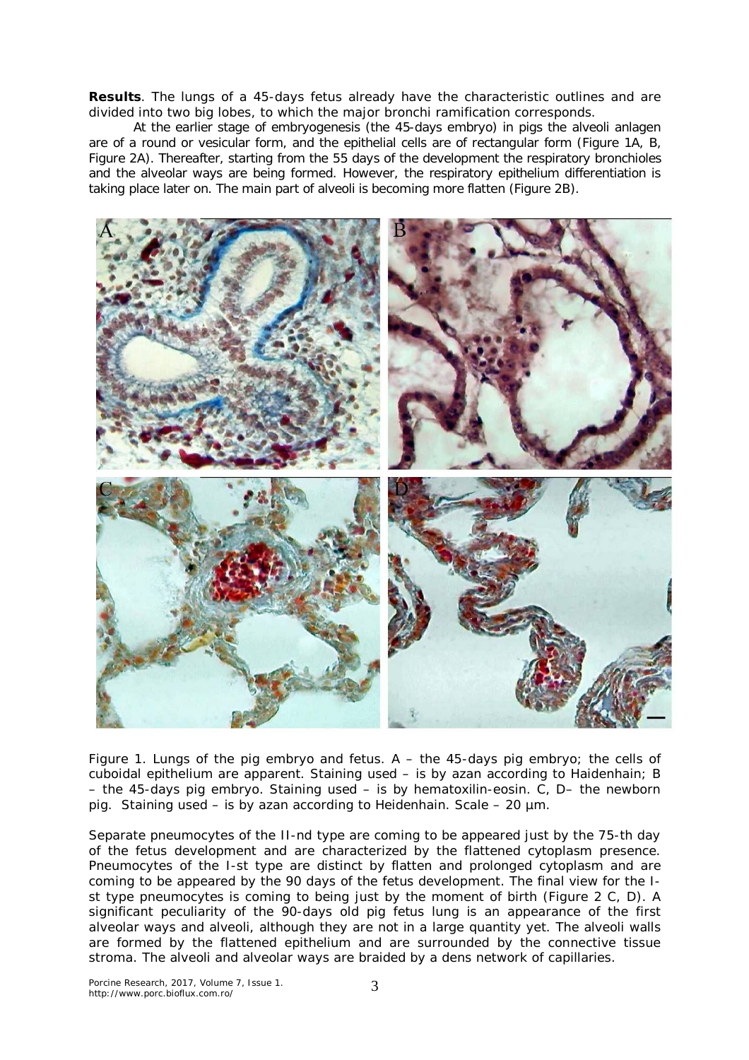**Results**. The lungs of a 45-days fetus already have the characteristic outlines and are divided into two big lobes, to which the major bronchi ramification corresponds.

At the earlier stage of embryogenesis (the 45-days embryo) in pigs the alveoli anlagen are of a round or vesicular form, and the epithelial cells are of rectangular form (Figure 1A, B, Figure 2A). Thereafter, starting from the 55 days of the development the respiratory bronchioles and the alveolar ways are being formed. However, the respiratory epithelium differentiation is taking place later on. The main part of alveoli is becoming more flatten (Figure 2B).

Figure 1. Lungs of the pig embryo and fetus. A – the 45-days pig embryo; the cells of cuboidal epithelium are apparent. Staining used – is by azan according to Haidenhain; B – the 45-days pig embryo. Staining used – is by hematoxilin-eosin. C, D– the newborn pig. Staining used – is by azan according to Heidenhain. Scale – 20 µm.

Separate pneumocytes of the II-nd type are coming to be appeared just by the 75-th day of the fetus development and are characterized by the flattened cytoplasm presence. Pneumocytes of the I-st type are distinct by flatten and prolonged cytoplasm and are coming to be appeared by the 90 days of the fetus development. The final view for the I-st type pneumocytes is coming to being just by the moment of birth (Figure 2 C, D). A significant peculiarity of the 90-days old pig fetus lung is an appearance of the first alveolar ways and alveoli, although they are not in a large quantity yet. The alveoli walls are formed by the flattened epithelium and are surrounded by the connective tissue stroma. The alveoli and alveolar ways are braided by a dens network of capillaries.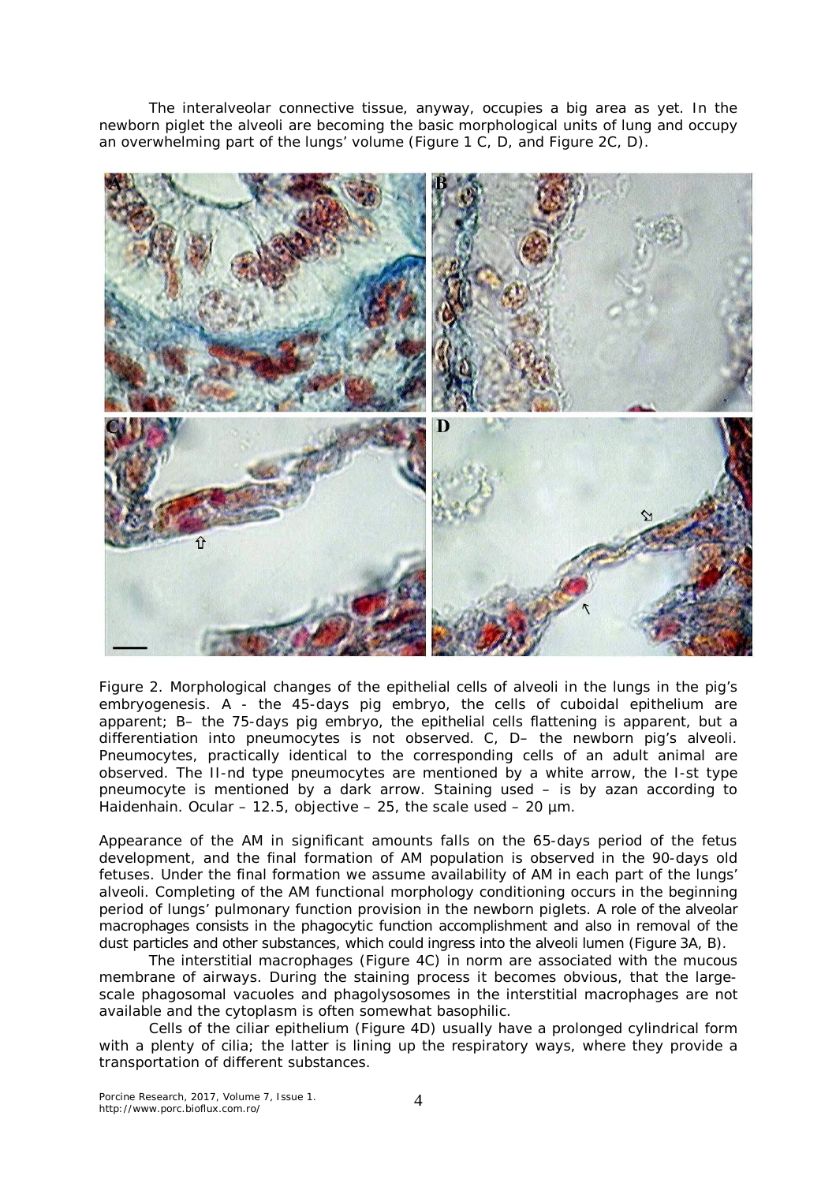The interalveolar connective tissue, anyway, occupies a big area as yet. In the newborn piglet the alveoli are becoming the basic morphological units of lung and occupy an overwhelming part of the lungs' volume (Figure 1 C, D, and Figure 2C, D).

Figure 2. Morphological changes of the epithelial cells of alveoli in the lungs in the pig's embryogenesis. A - the 45-days pig embryo, the cells of cuboidal epithelium are apparent; B– the 75-days pig embryo, the epithelial cells flattening is apparent, but a differentiation into pneumocytes is not observed. C, D– the newborn pig's alveoli. Pneumocytes, practically identical to the corresponding cells of an adult animal are observed. The II-nd type pneumocytes are mentioned by a white arrow, the I-st type pneumocyte is mentioned by a dark arrow. Staining used – is by azan according to Haidenhain. Ocular – 12.5, objective – 25, the scale used – 20 μm.

Appearance of the AM in significant amounts falls on the 65-days period of the fetus development, and the final formation of AM population is observed in the 90-days old fetuses. Under the final formation we assume availability of AM in each part of the lungs' alveoli. Completing of the AM functional morphology conditioning occurs in the beginning period of lungs' pulmonary function provision in the newborn piglets. A role of the alveolar macrophages consists in the phagocytic function accomplishment and also in removal of the dust particles and other substances, which could ingress into the alveoli lumen (Figure 3A, B).

The interstitial macrophages (Figure 4C) in norm are associated with the mucous membrane of airways. During the staining process it becomes obvious, that the large-scale phagosomal vacuoles and phagolysosomes in the interstitial macrophages are not available and the cytoplasm is often somewhat basophilic.

Cells of the ciliar epithelium (Figure 4D) usually have a prolonged cylindrical form with a plenty of cilia; the latter is lining up the respiratory ways, where they provide a transportation of different substances.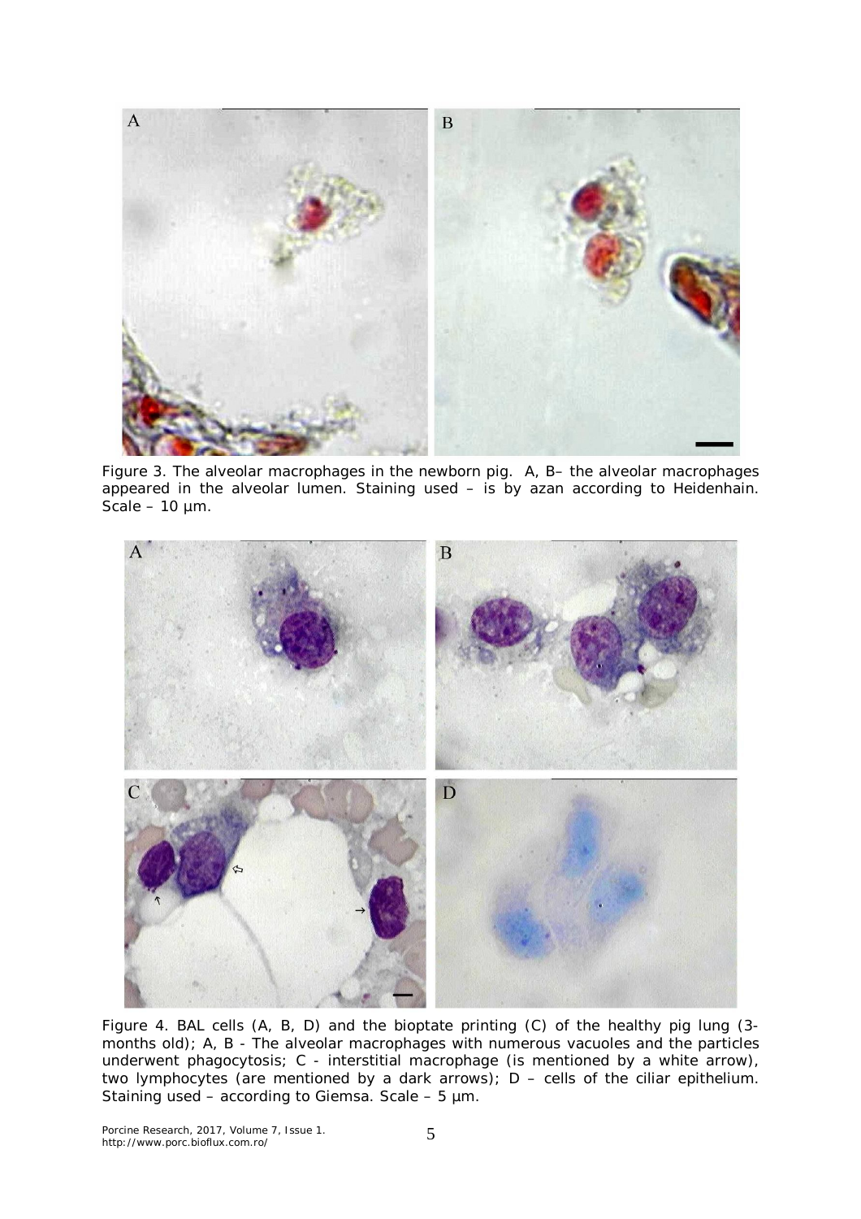Figure 3. The alveolar macrophages in the newborn pig. A, B– the alveolar macrophages appeared in the alveolar lumen. Staining used – is by azan according to Heidenhain. Scale – 10 µm.

Figure 4. BAL cells (A, B, D) and the bioptate printing (C) of the healthy pig lung (3-months old); A, B - The alveolar macrophages with numerous vacuoles and the particles underwent phagocytosis; C - interstitial macrophage (is mentioned by a white arrow), two lymphocytes (are mentioned by a dark arrows); D – cells of the ciliar epithelium. Staining used – according to Giemsa. Scale – 5 µm.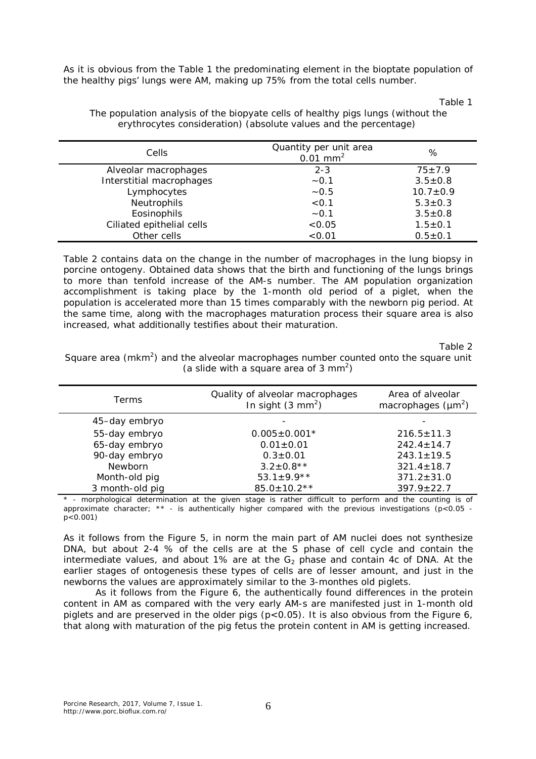As it is obvious from the Table 1 the predominating element in the bioptate population of the healthy pigs' lungs were AM, making up 75% from the total cells number.

Table 1

The population analysis of the biopyate cells of healthy pigs lungs (without the erythrocytes consideration) (absolute values and the percentage)

| Cells | Quantity per unit area $0.01\ mm^2$ | % |
|---|---|---|
| Alveolar macrophages | 2-3 | 75±7.9 |
| Interstitial macrophages | ~0.1 | 3.5±0.8 |
| Lymphocytes | ~0.5 | 10.7±0.9 |
| Neutrophils | <0.1 | 5.3±0.3 |
| Eosinophils | ~0.1 | 3.5±0.8 |
| Ciliated epithelial cells | <0.05 | 1.5±0.1 |
| Other cells | <0.01 | 0.5±0.1 |

Table 2 contains data on the change in the number of macrophages in the lung biopsy in porcine ontogeny. Obtained data shows that the birth and functioning of the lungs brings to more than tenfold increase of the AM-s number. The AM population organization accomplishment is taking place by the 1-month old period of a piglet, when the population is accelerated more than 15 times comparably with the newborn pig period. At the same time, along with the macrophages maturation process their square area is also increased, what additionally testifies about their maturation.

Table 2

Square area ($mkm^2$) and the alveolar macrophages number counted onto the square unit (a slide with a square area of $3\ mm^2$)

| Terms | Quality of alveolar macrophages In sight ($3\ mm^2$) | Area of alveolar macrophages ($\mu m^2$) |
|---|---|---|
| 45–day embryo | - | - |
| 55-day embryo | 0.005±0.001* | 216.5±11.3 |
| 65-day embryo | 0.01±0.01 | 242.4±14.7 |
| 90-day embryo | 0.3±0.01 | 243.1±19.5 |
| Newborn | 3.2±0.8** | 321.4±18.7 |
| Month-old pig | 53.1±9.9** | 371.2±31.0 |
| 3 month-old pig | 85.0±10.2** | 397.9±22.7 |

\* - morphological determination at the given stage is rather difficult to perform and the counting is of approximate character; ** - is authentically higher compared with the previous investigations ($p<0.05$ - $p<0.001$)

As it follows from the Figure 5, in norm the main part of AM nuclei does not synthesize DNA, but about 2-4 % of the cells are at the S phase of cell cycle and contain the intermediate values, and about 1% are at the $G_2$ phase and contain 4c of DNA. At the earlier stages of ontogenesis these types of cells are of lesser amount, and just in the newborns the values are approximately similar to the 3-monthes old piglets.

As it follows from the Figure 6, the authentically found differences in the protein content in AM as compared with the very early AM-s are manifested just in 1-month old piglets and are preserved in the older pigs ($p<0.05$). It is also obvious from the Figure 6, that along with maturation of the pig fetus the protein content in AM is getting increased.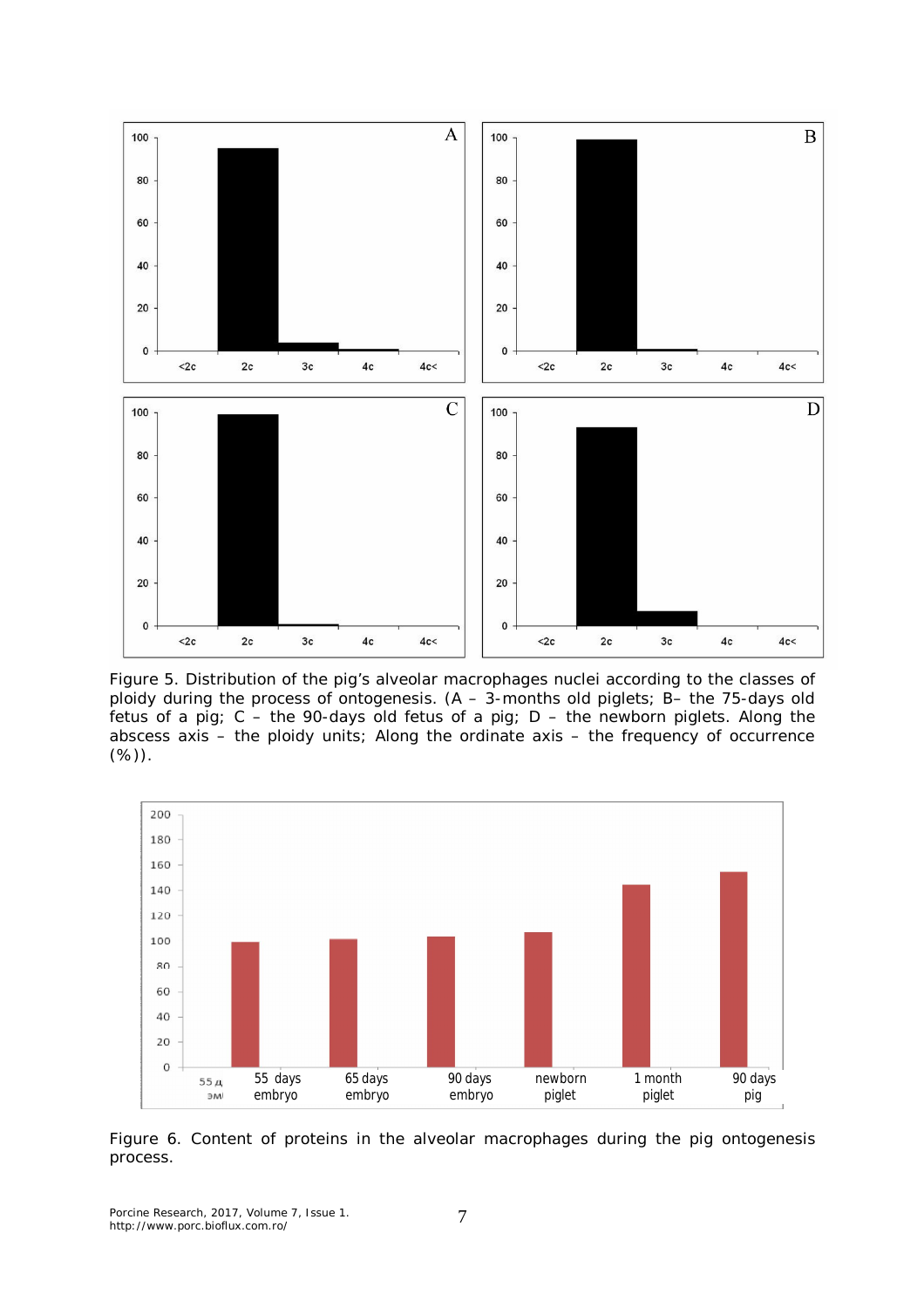Figure 5. Distribution of the pig's alveolar macrophages nuclei according to the classes of ploidy during the process of ontogenesis. (A – 3-months old piglets; B– the 75-days old fetus of a pig; C – the 90-days old fetus of a pig; D – the newborn piglets. Along the abscess axis – the ploidy units; Along the ordinate axis – the frequency of occurrence (%)).

Figure 6. Content of proteins in the alveolar macrophages during the pig ontogenesis process.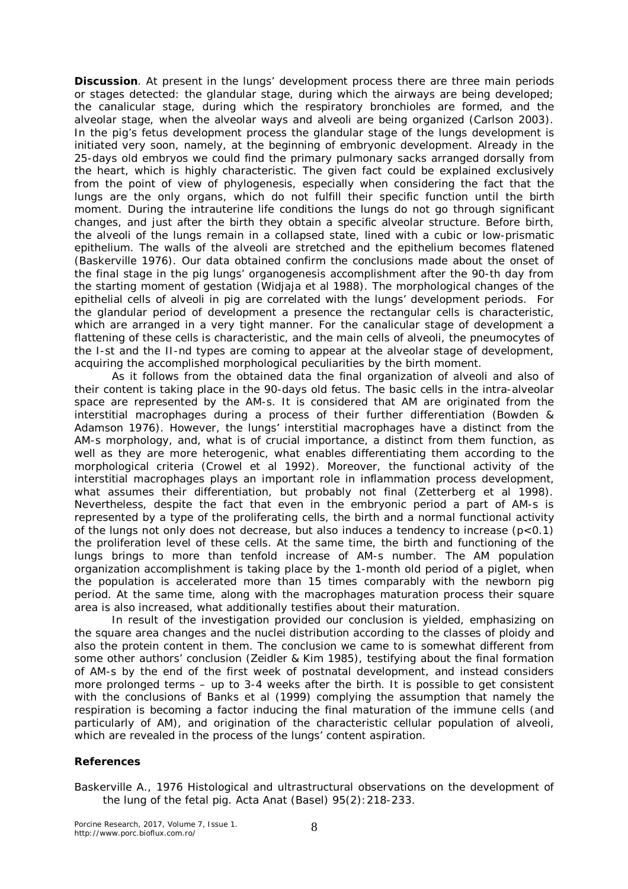**Discussion**. At present in the lungs' development process there are three main periods or stages detected: the glandular stage, during which the airways are being developed; the canalicular stage, during which the respiratory bronchioles are formed, and the alveolar stage, when the alveolar ways and alveoli are being organized (Carlson 2003). In the pig's fetus development process the glandular stage of the lungs development is initiated very soon, namely, at the beginning of embryonic development. Already in the 25-days old embryos we could find the primary pulmonary sacks arranged dorsally from the heart, which is highly characteristic. The given fact could be explained exclusively from the point of view of phylogenesis, especially when considering the fact that the lungs are the only organs, which do not fulfill their specific function until the birth moment. During the intrauterine life conditions the lungs do not go through significant changes, and just after the birth they obtain a specific alveolar structure. Before birth, the alveoli of the lungs remain in a collapsed state, lined with a cubic or low-prismatic epithelium. The walls of the alveoli are stretched and the epithelium becomes flatened (Baskerville 1976). Our data obtained confirm the conclusions made about the onset of the final stage in the pig lungs' organogenesis accomplishment after the 90-th day from the starting moment of gestation (Widjaja et al 1988). The morphological changes of the epithelial cells of alveoli in pig are correlated with the lungs' development periods. For the glandular period of development a presence the rectangular cells is characteristic, which are arranged in a very tight manner. For the canalicular stage of development a flattening of these cells is characteristic, and the main cells of alveoli, the pneumocytes of the I-st and the II-nd types are coming to appear at the alveolar stage of development, acquiring the accomplished morphological peculiarities by the birth moment.

As it follows from the obtained data the final organization of alveoli and also of their content is taking place in the 90-days old fetus. The basic cells in the intra-alveolar space are represented by the AM-s. It is considered that AM are originated from the interstitial macrophages during a process of their further differentiation (Bowden & Adamson 1976). However, the lungs' interstitial macrophages have a distinct from the AM-s morphology, and, what is of crucial importance, a distinct from them function, as well as they are more heterogenic, what enables differentiating them according to the morphological criteria (Crowel et al 1992). Moreover, the functional activity of the interstitial macrophages plays an important role in inflammation process development, what assumes their differentiation, but probably not final (Zetterberg et al 1998). Nevertheless, despite the fact that even in the embryonic period a part of AM-s is represented by a type of the proliferating cells, the birth and a normal functional activity of the lungs not only does not decrease, but also induces a tendency to increase ($p<0.1$) the proliferation level of these cells. At the same time, the birth and functioning of the lungs brings to more than tenfold increase of AM-s number. The AM population organization accomplishment is taking place by the 1-month old period of a piglet, when the population is accelerated more than 15 times comparably with the newborn pig period. At the same time, along with the macrophages maturation process their square area is also increased, what additionally testifies about their maturation.

In result of the investigation provided our conclusion is yielded, emphasizing on the square area changes and the nuclei distribution according to the classes of ploidy and also the protein content in them. The conclusion we came to is somewhat different from some other authors' conclusion (Zeidler & Kim 1985), testifying about the final formation of AM-s by the end of the first week of postnatal development, and instead considers more prolonged terms – up to 3-4 weeks after the birth. It is possible to get consistent with the conclusions of Banks et al (1999) complying the assumption that namely the respiration is becoming a factor inducing the final maturation of the immune cells (and particularly of AM), and origination of the characteristic cellular population of alveoli, which are revealed in the process of the lungs' content aspiration.

**References**

Baskerville A., 1976 Histological and ultrastructural observations on the development of the lung of the fetal pig. Acta Anat (Basel) 95(2):218-233.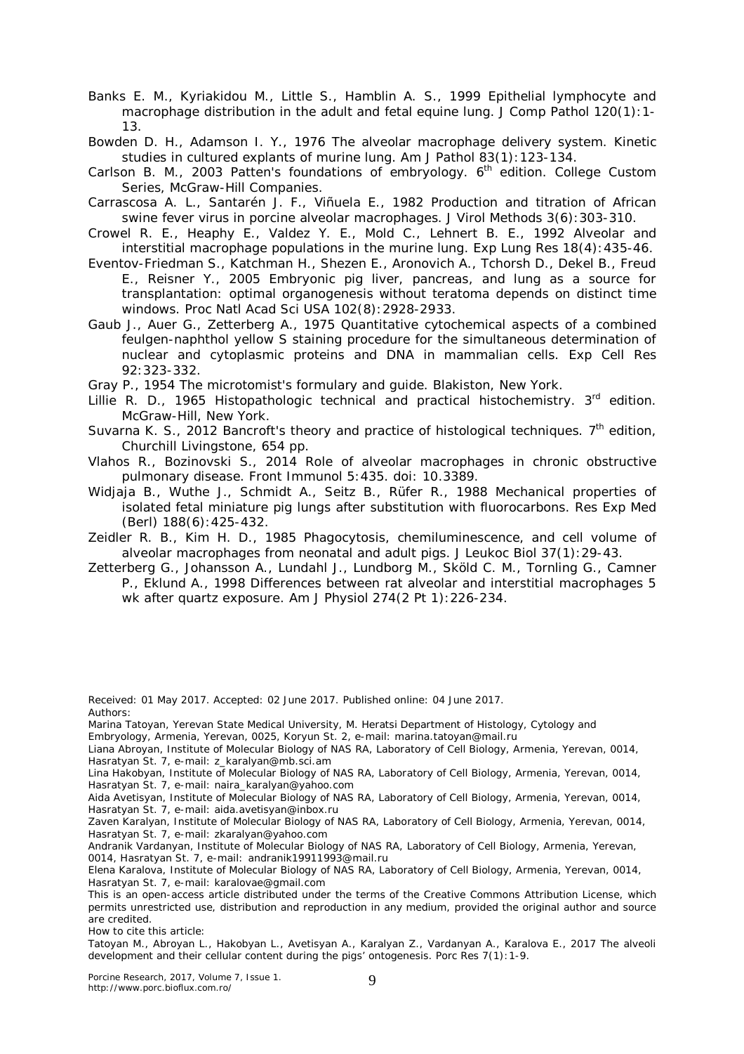Banks E. M., Kyriakidou M., Little S., Hamblin A. S., 1999 Epithelial lymphocyte and macrophage distribution in the adult and fetal equine lung. J Comp Pathol 120(1):1-13.

Bowden D. H., Adamson I. Y., 1976 The alveolar macrophage delivery system. Kinetic studies in cultured explants of murine lung. Am J Pathol 83(1):123-134.

Carlson B. M., 2003 Patten's foundations of embryology. 6th edition. College Custom Series, McGraw-Hill Companies.

Carrascosa A. L., Santarén J. F., Viñuela E., 1982 Production and titration of African swine fever virus in porcine alveolar macrophages. J Virol Methods 3(6):303-310.

Crowel R. E., Heaphy E., Valdez Y. E., Mold C., Lehnert B. E., 1992 Alveolar and interstitial macrophage populations in the murine lung. Exp Lung Res 18(4):435-46.

Eventov-Friedman S., Katchman H., Shezen E., Aronovich A., Tchorsh D., Dekel B., Freud E., Reisner Y., 2005 Embryonic pig liver, pancreas, and lung as a source for transplantation: optimal organogenesis without teratoma depends on distinct time windows. Proc Natl Acad Sci USA 102(8):2928-2933.

Gaub J., Auer G., Zetterberg A., 1975 Quantitative cytochemical aspects of a combined feulgen-naphthol yellow S staining procedure for the simultaneous determination of nuclear and cytoplasmic proteins and DNA in mammalian cells. Exp Cell Res 92:323-332.

Gray P., 1954 The microtomist's formulary and guide. Blakiston, New York.

Lillie R. D., 1965 Histopathologic technical and practical histochemistry. 3rd edition. McGraw-Hill, New York.

Suvarna K. S., 2012 Bancroft's theory and practice of histological techniques. 7th edition, Churchill Livingstone, 654 pp.

Vlahos R., Bozinovski S., 2014 Role of alveolar macrophages in chronic obstructive pulmonary disease. Front Immunol 5:435. doi: 10.3389.

Widjaja B., Wuthe J., Schmidt A., Seitz B., Rüfer R., 1988 Mechanical properties of isolated fetal miniature pig lungs after substitution with fluorocarbons. Res Exp Med (Berl) 188(6):425-432.

Zeidler R. B., Kim H. D., 1985 Phagocytosis, chemiluminescence, and cell volume of alveolar macrophages from neonatal and adult pigs. J Leukoc Biol 37(1):29-43.

Zetterberg G., Johansson A., Lundahl J., Lundborg M., Sköld C. M., Tornling G., Camner P., Eklund A., 1998 Differences between rat alveolar and interstitial macrophages 5 wk after quartz exposure. Am J Physiol 274(2 Pt 1):226-234.

Received: 01 May 2017. Accepted: 02 June 2017. Published online: 04 June 2017.

Authors:

Marina Tatoyan, Yerevan State Medical University, M. Heratsi Department of Histology, Cytology and Embryology, Armenia, Yerevan, 0025, Koryun St. 2, e-mail: marina.tatoyan@mail.ru

Liana Abroyan, Institute of Molecular Biology of NAS RA, Laboratory of Cell Biology, Armenia, Yerevan, 0014, Hasratyan St. 7, e-mail: z_karalyan@mb.sci.am

Lina Hakobyan, Institute of Molecular Biology of NAS RA, Laboratory of Cell Biology, Armenia, Yerevan, 0014, Hasratyan St. 7, e-mail: naira_karalyan@yahoo.com

Aida Avetisyan, Institute of Molecular Biology of NAS RA, Laboratory of Cell Biology, Armenia, Yerevan, 0014, Hasratyan St. 7, e-mail: aida.avetisyan@inbox.ru

Zaven Karalyan, Institute of Molecular Biology of NAS RA, Laboratory of Cell Biology, Armenia, Yerevan, 0014, Hasratyan St. 7, e-mail: zkaralyan@yahoo.com

Andranik Vardanyan, Institute of Molecular Biology of NAS RA, Laboratory of Cell Biology, Armenia, Yerevan, 0014, Hasratyan St. 7, e-mail: andranik19911993@mail.ru

Elena Karalova, Institute of Molecular Biology of NAS RA, Laboratory of Cell Biology, Armenia, Yerevan, 0014, Hasratyan St. 7, e-mail: karalovae@gmail.com

This is an open-access article distributed under the terms of the Creative Commons Attribution License, which permits unrestricted use, distribution and reproduction in any medium, provided the original author and source are credited.

How to cite this article:

Tatoyan M., Abroyan L., Hakobyan L., Avetisyan A., Karalyan Z., Vardanyan A., Karalova E., 2017 The alveoli development and their cellular content during the pigs' ontogenesis. Porc Res 7(1):1-9.